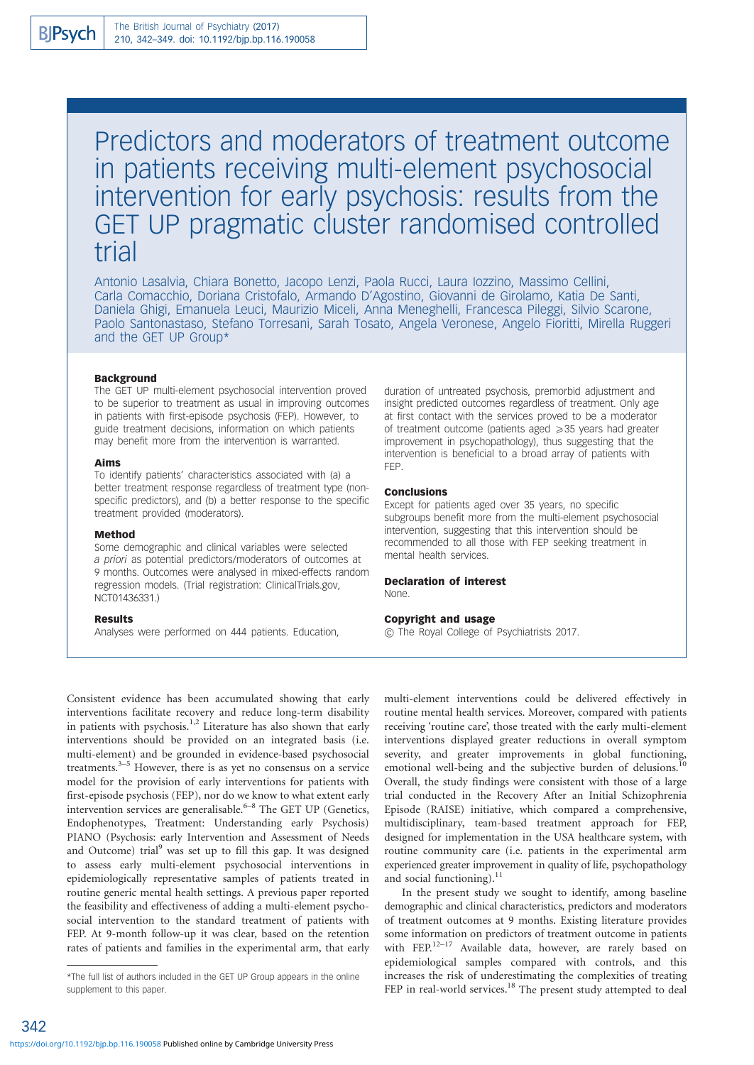# Predictors and moderators of treatment outcome in patients receiving multi-element psychosocial intervention for early psychosis: results from the GET UP pragmatic cluster randomised controlled trial

Antonio Lasalvia, Chiara Bonetto, Jacopo Lenzi, Paola Rucci, Laura Iozzino, Massimo Cellini, Carla Comacchio, Doriana Cristofalo, Armando D'Agostino, Giovanni de Girolamo, Katia De Santi, Daniela Ghigi, Emanuela Leuci, Maurizio Miceli, Anna Meneghelli, Francesca Pileggi, Silvio Scarone, Paolo Santonastaso, Stefano Torresani, Sarah Tosato, Angela Veronese, Angelo Fioritti, Mirella Ruggeri and the GET UP Group*

### Background

The GET UP multi-element psychosocial intervention proved to be superior to treatment as usual in improving outcomes in patients with first-episode psychosis (FEP). However, to guide treatment decisions, information on which patients may benefit more from the intervention is warranted.

### Aims

To identify patients' characteristics associated with (a) a better treatment response regardless of treatment type (non-specific predictors), and (b) a better response to the specific treatment provided (moderators).

### Method

Some demographic and clinical variables were selected *a priori* as potential predictors/moderators of outcomes at 9 months. Outcomes were analysed in mixed-effects random regression models. (Trial registration: ClinicalTrials.gov, NCT01436331.)

### Results

Analyses were performed on 444 patients. Education, duration of untreated psychosis, premorbid adjustment and insight predicted outcomes regardless of treatment. Only age at first contact with the services proved to be a moderator of treatment outcome (patients aged ⩾35 years had greater improvement in psychopathology), thus suggesting that the intervention is beneficial to a broad array of patients with FEP.

### Conclusions

Except for patients aged over 35 years, no specific subgroups benefit more from the multi-element psychosocial intervention, suggesting that this intervention should be recommended to all those with FEP seeking treatment in mental health services.

### Declaration of interest

None.

### Copyright and usage

© The Royal College of Psychiatrists 2017.

Consistent evidence has been accumulated showing that early interventions facilitate recovery and reduce long-term disability in patients with psychosis.[1,2] Literature has also shown that early interventions should be provided on an integrated basis (i.e. multi-element) and be grounded in evidence-based psychosocial treatments.[3–5] However, there is as yet no consensus on a service model for the provision of early interventions for patients with first-episode psychosis (FEP), nor do we know to what extent early intervention services are generalisable.[6–8] The GET UP (Genetics, Endophenotypes, Treatment: Understanding early Psychosis) PIANO (Psychosis: early Intervention and Assessment of Needs and Outcome) trial[9] was set up to fill this gap. It was designed to assess early multi-element psychosocial interventions in epidemiologically representative samples of patients treated in routine generic mental health settings. A previous paper reported the feasibility and effectiveness of adding a multi-element psychosocial intervention to the standard treatment of patients with FEP. At 9-month follow-up it was clear, based on the retention rates of patients and families in the experimental arm, that early multi-element interventions could be delivered effectively in routine mental health services. Moreover, compared with patients receiving 'routine care', those treated with the early multi-element interventions displayed greater reductions in overall symptom severity, and greater improvements in global functioning, emotional well-being and the subjective burden of delusions.[10] Overall, the study findings were consistent with those of a large trial conducted in the Recovery After an Initial Schizophrenia Episode (RAISE) initiative, which compared a comprehensive, multidisciplinary, team-based treatment approach for FEP, designed for implementation in the USA healthcare system, with routine community care (i.e. patients in the experimental arm experienced greater improvement in quality of life, psychopathology and social functioning).[11]

In the present study we sought to identify, among baseline demographic and clinical characteristics, predictors and moderators of treatment outcomes at 9 months. Existing literature provides some information on predictors of treatment outcome in patients with FEP.[12–17] Available data, however, are rarely based on epidemiological samples compared with controls, and this increases the risk of underestimating the complexities of treating FEP in real-world services.[18] The present study attempted to deal

*The full list of authors included in the GET UP Group appears in the online supplement to this paper.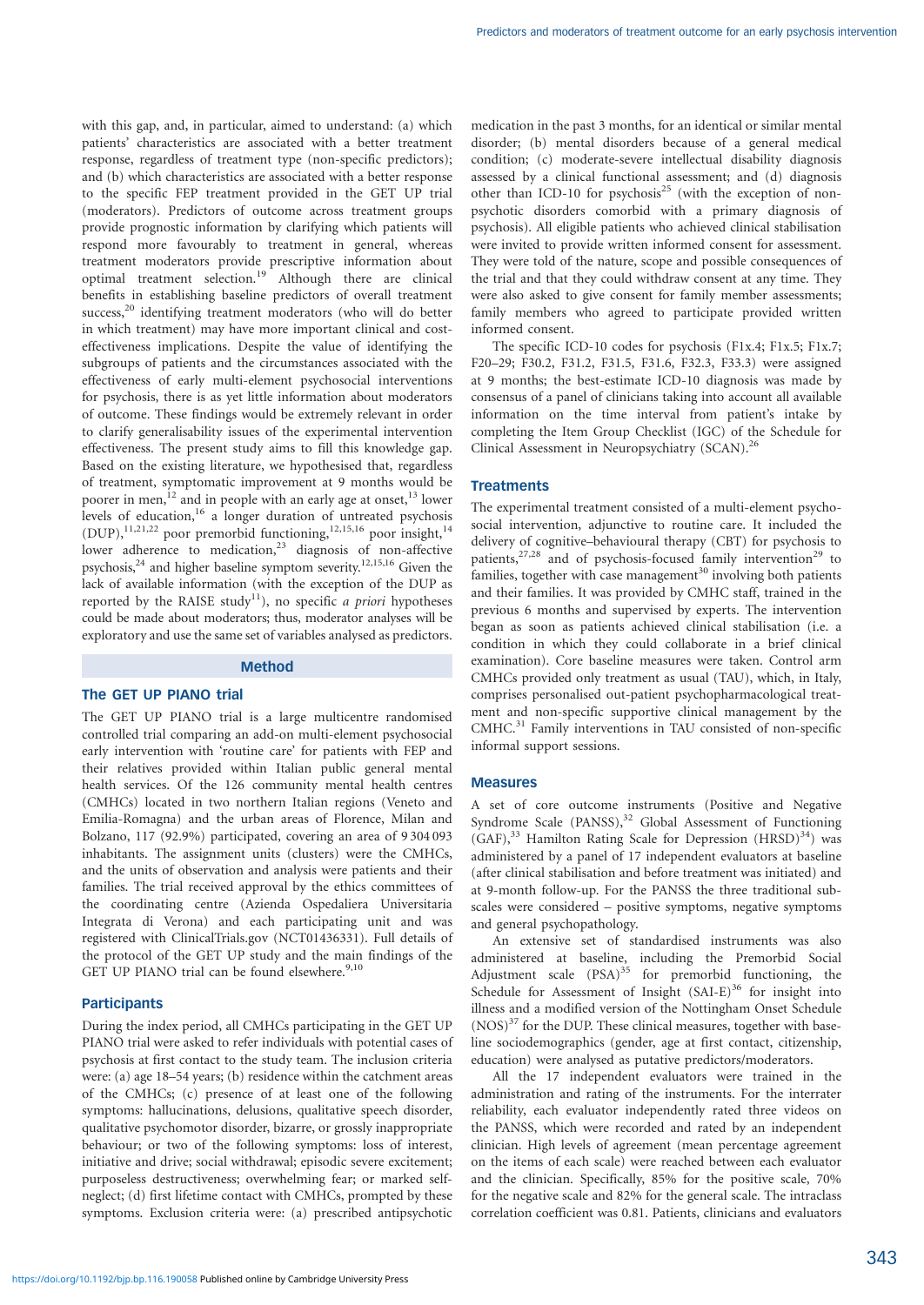with this gap, and, in particular, aimed to understand: (a) which patients' characteristics are associated with a better treatment response, regardless of treatment type (non-specific predictors); and (b) which characteristics are associated with a better response to the specific FEP treatment provided in the GET UP trial (moderators). Predictors of outcome across treatment groups provide prognostic information by clarifying which patients will respond more favourably to treatment in general, whereas treatment moderators provide prescriptive information about optimal treatment selection.[19] Although there are clinical benefits in establishing baseline predictors of overall treatment success,[20] identifying treatment moderators (who will do better in which treatment) may have more important clinical and cost-effectiveness implications. Despite the value of identifying the subgroups of patients and the circumstances associated with the effectiveness of early multi-element psychosocial interventions for psychosis, there is as yet little information about moderators of outcome. These findings would be extremely relevant in order to clarify generalisability issues of the experimental intervention effectiveness. The present study aims to fill this knowledge gap. Based on the existing literature, we hypothesised that, regardless of treatment, symptomatic improvement at 9 months would be poorer in men,[12] and in people with an early age at onset,[13] lower levels of education,[16] a longer duration of untreated psychosis (DUP),[11,21,22] poor premorbid functioning,[12,15,16] poor insight,[14] lower adherence to medication,[23] diagnosis of non-affective psychosis,[24] and higher baseline symptom severity.[12,15,16] Given the lack of available information (with the exception of the DUP as reported by the RAISE study[11]), no specific *a priori* hypotheses could be made about moderators; thus, moderator analyses will be exploratory and use the same set of variables analysed as predictors.

## Method

### The GET UP PIANO trial

The GET UP PIANO trial is a large multicentre randomised controlled trial comparing an add-on multi-element psychosocial early intervention with 'routine care' for patients with FEP and their relatives provided within Italian public general mental health services. Of the 126 community mental health centres (CMHCs) located in two northern Italian regions (Veneto and Emilia-Romagna) and the urban areas of Florence, Milan and Bolzano, 117 (92.9%) participated, covering an area of 9 304 093 inhabitants. The assignment units (clusters) were the CMHCs, and the units of observation and analysis were patients and their families. The trial received approval by the ethics committees of the coordinating centre (Azienda Ospedaliera Universitaria Integrata di Verona) and each participating unit and was registered with ClinicalTrials.gov (NCT01436331). Full details of the protocol of the GET UP study and the main findings of the GET UP PIANO trial can be found elsewhere.[9,10]

### Participants

During the index period, all CMHCs participating in the GET UP PIANO trial were asked to refer individuals with potential cases of psychosis at first contact to the study team. The inclusion criteria were: (a) age 18–54 years; (b) residence within the catchment areas of the CMHCs; (c) presence of at least one of the following symptoms: hallucinations, delusions, qualitative speech disorder, qualitative psychomotor disorder, bizarre, or grossly inappropriate behaviour; or two of the following symptoms: loss of interest, initiative and drive; social withdrawal; episodic severe excitement; purposeless destructiveness; overwhelming fear; or marked self-neglect; (d) first lifetime contact with CMHCs, prompted by these symptoms. Exclusion criteria were: (a) prescribed antipsychotic medication in the past 3 months, for an identical or similar mental disorder; (b) mental disorders because of a general medical condition; (c) moderate-severe intellectual disability diagnosis assessed by a clinical functional assessment; and (d) diagnosis other than ICD-10 for psychosis[25] (with the exception of non-psychotic disorders comorbid with a primary diagnosis of psychosis). All eligible patients who achieved clinical stabilisation were invited to provide written informed consent for assessment. They were told of the nature, scope and possible consequences of the trial and that they could withdraw consent at any time. They were also asked to give consent for family member assessments; family members who agreed to participate provided written informed consent.

The specific ICD-10 codes for psychosis (F1x.4; F1x.5; F1x.7; F20–29; F30.2, F31.2, F31.5, F31.6, F32.3, F33.3) were assigned at 9 months; the best-estimate ICD-10 diagnosis was made by consensus of a panel of clinicians taking into account all available information on the time interval from patient's intake by completing the Item Group Checklist (IGC) of the Schedule for Clinical Assessment in Neuropsychiatry (SCAN).[26]

### Treatments

The experimental treatment consisted of a multi-element psychosocial intervention, adjunctive to routine care. It included the delivery of cognitive–behavioural therapy (CBT) for psychosis to patients,[27,28] and of psychosis-focused family intervention[29] to families, together with case management[30] involving both patients and their families. It was provided by CMHC staff, trained in the previous 6 months and supervised by experts. The intervention began as soon as patients achieved clinical stabilisation (i.e. a condition in which they could collaborate in a brief clinical examination). Core baseline measures were taken. Control arm CMHCs provided only treatment as usual (TAU), which, in Italy, comprises personalised out-patient psychopharmacological treatment and non-specific supportive clinical management by the CMHC.[31] Family interventions in TAU consisted of non-specific informal support sessions.

### Measures

A set of core outcome instruments (Positive and Negative Syndrome Scale (PANSS),[32] Global Assessment of Functioning (GAF),[33] Hamilton Rating Scale for Depression (HRSD)[34]) was administered by a panel of 17 independent evaluators at baseline (after clinical stabilisation and before treatment was initiated) and at 9-month follow-up. For the PANSS the three traditional subscales were considered – positive symptoms, negative symptoms and general psychopathology.

An extensive set of standardised instruments was also administered at baseline, including the Premorbid Social Adjustment scale (PSA)[35] for premorbid functioning, the Schedule for Assessment of Insight (SAI-E)[36] for insight into illness and a modified version of the Nottingham Onset Schedule (NOS)[37] for the DUP. These clinical measures, together with baseline sociodemographics (gender, age at first contact, citizenship, education) were analysed as putative predictors/moderators.

All the 17 independent evaluators were trained in the administration and rating of the instruments. For the interrater reliability, each evaluator independently rated three videos on the PANSS, which were recorded and rated by an independent clinician. High levels of agreement (mean percentage agreement on the items of each scale) were reached between each evaluator and the clinician. Specifically, 85% for the positive scale, 70% for the negative scale and 82% for the general scale. The intraclass correlation coefficient was 0.81. Patients, clinicians and evaluators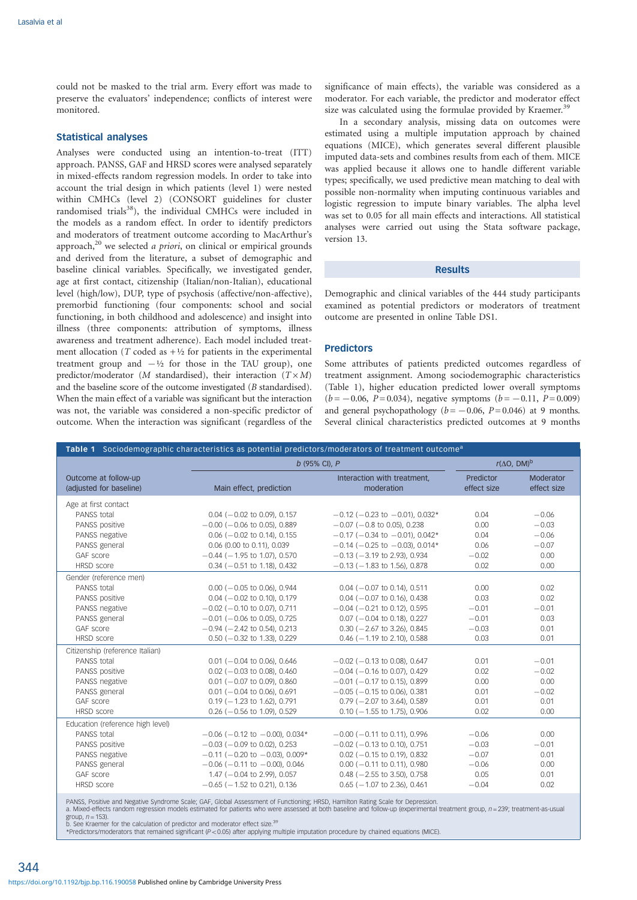could not be masked to the trial arm. Every effort was made to preserve the evaluators' independence; conflicts of interest were monitored.

### Statistical analyses

Analyses were conducted using an intention-to-treat (ITT) approach. PANSS, GAF and HRSD scores were analysed separately in mixed-effects random regression models. In order to take into account the trial design in which patients (level 1) were nested within CMHCs (level 2) (CONSORT guidelines for cluster randomised trials[38]), the individual CMHCs were included in the models as a random effect. In order to identify predictors and moderators of treatment outcome according to MacArthur's approach,[20] we selected *a priori*, on clinical or empirical grounds and derived from the literature, a subset of demographic and baseline clinical variables. Specifically, we investigated gender, age at first contact, citizenship (Italian/non-Italian), educational level (high/low), DUP, type of psychosis (affective/non-affective), premorbid functioning (four components: school and social functioning, in both childhood and adolescence) and insight into illness (three components: attribution of symptoms, illness awareness and treatment adherence). Each model included treatment allocation ($T$ coded as $+½$ for patients in the experimental treatment group and $-½$ for those in the TAU group), one predictor/moderator ($M$ standardised), their interaction ($T \times M$) and the baseline score of the outcome investigated ($B$ standardised). When the main effect of a variable was significant but the interaction was not, the variable was considered a non-specific predictor of outcome. When the interaction was significant (regardless of the significance of main effects), the variable was considered as a moderator. For each variable, the predictor and moderator effect size was calculated using the formulae provided by Kraemer.[39]

In a secondary analysis, missing data on outcomes were estimated using a multiple imputation approach by chained equations (MICE), which generates several different plausible imputed data-sets and combines results from each of them. MICE was applied because it allows one to handle different variable types; specifically, we used predictive mean matching to deal with possible non-normality when imputing continuous variables and logistic regression to impute binary variables. The alpha level was set to 0.05 for all main effects and interactions. All statistical analyses were carried out using the Stata software package, version 13.

## Results

Demographic and clinical variables of the 444 study participants examined as potential predictors or moderators of treatment outcome are presented in online Table DS1.

### Predictors

Some attributes of patients predicted outcomes regardless of treatment assignment. Among sociodemographic characteristics (Table 1), higher education predicted lower overall symptoms ($b = -0.06$, $P = 0.034$), negative symptoms ($b = -0.11$, $P = 0.009$) and general psychopathology ($b = -0.06$, $P = 0.046$) at 9 months. Several clinical characteristics predicted outcomes at 9 months

**Table 1** Sociodemographic characteristics as potential predictors/moderators of treatment outcome[a]

| Outcome at follow-up (adjusted for baseline) | *b* (95% CI), *P* | | $r(\Delta O, DM)$[b] | |
|---|---|---|---|---|
| | Main effect, prediction | Interaction with treatment, moderation | Predictor effect size | Moderator effect size |
| **Age at first contact** | | | | |
| PANSS total | 0.04 (−0.02 to 0.09), 0.157 | −0.12 (−0.23 to −0.01), 0.032* | 0.04 | −0.06 |
| PANSS positive | −0.00 (−0.06 to 0.05), 0.889 | −0.07 (−0.8 to 0.05), 0.238 | 0.00 | −0.03 |
| PANSS negative | 0.06 (−0.02 to 0.14), 0.155 | −0.17 (−0.34 to −0.01), 0.042* | 0.04 | −0.06 |
| PANSS general | 0.06 (0.00 to 0.11), 0.039 | −0.14 (−0.25 to −0.03), 0.014* | 0.06 | −0.07 |
| GAF score | −0.44 (−1.95 to 1.07), 0.570 | −0.13 (−3.19 to 2.93), 0.934 | −0.02 | 0.00 |
| HRSD score | 0.34 (−0.51 to 1.18), 0.432 | −0.13 (−1.83 to 1.56), 0.878 | 0.02 | 0.00 |
| **Gender (reference men)** | | | | |
| PANSS total | 0.00 (−0.05 to 0.06), 0.944 | 0.04 (−0.07 to 0.14), 0.511 | 0.00 | 0.02 |
| PANSS positive | 0.04 (−0.02 to 0.10), 0.179 | 0.04 (−0.07 to 0.16), 0.438 | 0.03 | 0.02 |
| PANSS negative | −0.02 (−0.10 to 0.07), 0.711 | −0.04 (−0.21 to 0.12), 0.595 | −0.01 | −0.01 |
| PANSS general | −0.01 (−0.06 to 0.05), 0.725 | 0.07 (−0.04 to 0.18), 0.227 | −0.01 | 0.03 |
| GAF score | −0.94 (−2.42 to 0.54), 0.213 | 0.30 (−2.67 to 3.26), 0.845 | −0.03 | 0.01 |
| HRSD score | 0.50 (−0.32 to 1.33), 0.229 | 0.46 (−1.19 to 2.10), 0.588 | 0.03 | 0.01 |
| **Citizenship (reference Italian)** | | | | |
| PANSS total | 0.01 (−0.04 to 0.06), 0.646 | −0.02 (−0.13 to 0.08), 0.647 | 0.01 | −0.01 |
| PANSS positive | 0.02 (−0.03 to 0.08), 0.460 | −0.04 (−0.16 to 0.07), 0.429 | 0.02 | −0.02 |
| PANSS negative | 0.01 (−0.07 to 0.09), 0.860 | −0.01 (−0.17 to 0.15), 0.899 | 0.00 | 0.00 |
| PANSS general | 0.01 (−0.04 to 0.06), 0.691 | −0.05 (−0.15 to 0.06), 0.381 | 0.01 | −0.02 |
| GAF score | 0.19 (−1.23 to 1.62), 0.791 | 0.79 (−2.07 to 3.64), 0.589 | 0.01 | 0.01 |
| HRSD score | 0.26 (−0.56 to 1.09), 0.529 | 0.10 (−1.55 to 1.75), 0.906 | 0.02 | 0.00 |
| **Education (reference high level)** | | | | |
| PANSS total | −0.06 (−0.12 to −0.00), 0.034* | −0.00 (−0.11 to 0.11), 0.996 | −0.06 | 0.00 |
| PANSS positive | −0.03 (−0.09 to 0.02), 0.253 | −0.02 (−0.13 to 0.10), 0.751 | −0.03 | −0.01 |
| PANSS negative | −0.11 (−0.20 to −0.03), 0.009* | 0.02 (−0.15 to 0.19), 0.832 | −0.07 | 0.01 |
| PANSS general | −0.06 (−0.11 to −0.00), 0.046 | 0.00 (−0.11 to 0.11), 0.980 | −0.06 | 0.00 |
| GAF score | 1.47 (−0.04 to 2.99), 0.057 | 0.48 (−2.55 to 3.50), 0.758 | 0.05 | 0.01 |
| HRSD score | −0.65 (−1.52 to 0.21), 0.136 | 0.65 (−1.07 to 2.36), 0.461 | −0.04 | 0.02 |

PANSS, Positive and Negative Syndrome Scale; GAF, Global Assessment of Functioning; HRSD, Hamilton Rating Scale for Depression.
a. Mixed-effects random regression models estimated for patients who were assessed at both baseline and follow-up (experimental treatment group, $n = 239$; treatment-as-usual group, $n = 153$).
b. See Kraemer for the calculation of predictor and moderator effect size.[39]
*Predictors/moderators that remained significant ($P < 0.05$) after applying multiple imputation procedure by chained equations (MICE).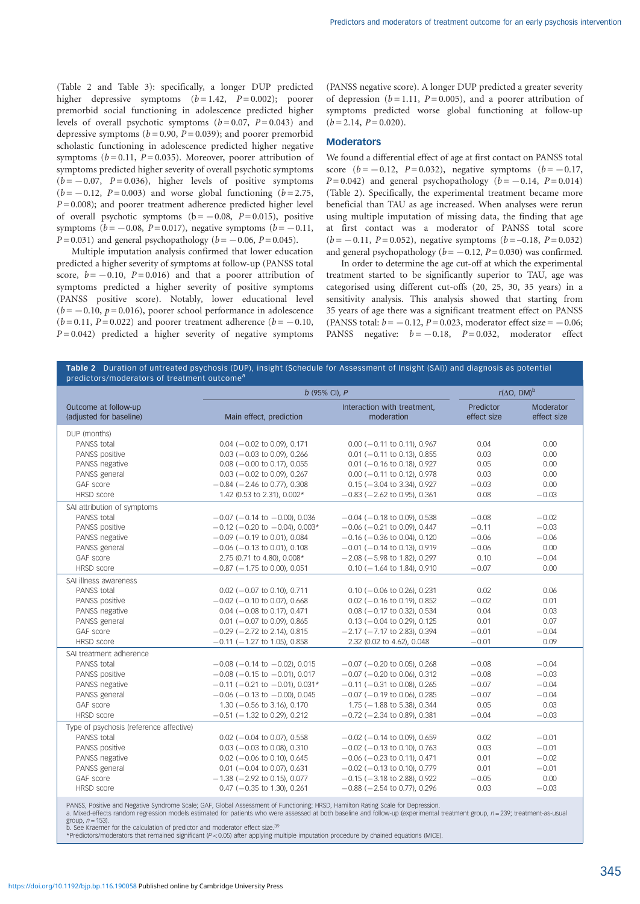(Table 2 and Table 3): specifically, a longer DUP predicted higher depressive symptoms ($b = 1.42$, $P = 0.002$); poorer premorbid social functioning in adolescence predicted higher levels of overall psychotic symptoms ($b = 0.07$, $P = 0.043$) and depressive symptoms ($b = 0.90$, $P = 0.039$); and poorer premorbid scholastic functioning in adolescence predicted higher negative symptoms ($b = 0.11$, $P = 0.035$). Moreover, poorer attribution of symptoms predicted higher severity of overall psychotic symptoms ($b = -0.07$, $P = 0.036$), higher levels of positive symptoms ($b = -0.12$, $P = 0.003$) and worse global functioning ($b = 2.75$, $P = 0.008$); and poorer treatment adherence predicted higher level of overall psychotic symptoms ($b = -0.08$, $P = 0.015$), positive symptoms ($b = -0.08$, $P = 0.017$), negative symptoms ($b = -0.11$, $P = 0.031$) and general psychopathology ($b = -0.06$, $P = 0.045$).

Multiple imputation analysis confirmed that lower education predicted a higher severity of symptoms at follow-up (PANSS total score, $b = -0.10$, $P = 0.016$) and that a poorer attribution of symptoms predicted a higher severity of positive symptoms (PANSS positive score). Notably, lower educational level ($b = -0.10$, $p = 0.016$), poorer school performance in adolescence ($b = 0.11$, $P = 0.022$) and poorer treatment adherence ($b = -0.10$, $P = 0.042$) predicted a higher severity of negative symptoms (PANSS negative score). A longer DUP predicted a greater severity of depression ($b = 1.11$, $P = 0.005$), and a poorer attribution of symptoms predicted worse global functioning at follow-up ($b = 2.14$, $P = 0.020$).

## Moderators

We found a differential effect of age at first contact on PANSS total score ($b = -0.12$, $P = 0.032$), negative symptoms ($b = -0.17$, $P = 0.042$) and general psychopathology ($b = -0.14$, $P = 0.014$) (Table 2). Specifically, the experimental treatment became more beneficial than TAU as age increased. When analyses were rerun using multiple imputation of missing data, the finding that age at first contact was a moderator of PANSS total score ($b = -0.11$, $P = 0.052$), negative symptoms ($b = -0.18$, $P = 0.032$) and general psychopathology ($b = -0.12$, $P = 0.030$) was confirmed.

In order to determine the age cut-off at which the experimental treatment started to be significantly superior to TAU, age was categorised using different cut-offs (20, 25, 30, 35 years) in a sensitivity analysis. This analysis showed that starting from 35 years of age there was a significant treatment effect on PANSS (PANSS total: $b = -0.12$, $P = 0.023$, moderator effect size $= -0.06$; PANSS negative: $b = -0.18$, $P = 0.032$, moderator effect

**Table 2** Duration of untreated psychosis (DUP), insight (Schedule for Assessment of Insight (SAI)) and diagnosis as potential predictors/moderators of treatment outcome[a]

| Outcome at follow-up (adjusted for baseline) | *b* (95% CI), *P* | | $r(\Delta O, DM)$[b] | |
|---|---|---|---|---|
| | Main effect, prediction | Interaction with treatment, moderation | Predictor effect size | Moderator effect size |
| DUP (months) | | | | |
| PANSS total | 0.04 (−0.02 to 0.09), 0.171 | 0.00 (−0.11 to 0.11), 0.967 | 0.04 | 0.00 |
| PANSS positive | 0.03 (−0.03 to 0.09), 0.266 | 0.01 (−0.11 to 0.13), 0.855 | 0.03 | 0.00 |
| PANSS negative | 0.08 (−0.00 to 0.17), 0.055 | 0.01 (−0.16 to 0.18), 0.927 | 0.05 | 0.00 |
| PANSS general | 0.03 (−0.02 to 0.09), 0.267 | 0.00 (−0.11 to 0.12), 0.978 | 0.03 | 0.00 |
| GAF score | −0.84 (−2.46 to 0.77), 0.308 | 0.15 (−3.04 to 3.34), 0.927 | −0.03 | 0.00 |
| HRSD score | 1.42 (0.53 to 2.31), 0.002* | −0.83 (−2.62 to 0.95), 0.361 | 0.08 | −0.03 |
| SAI attribution of symptoms | | | | |
| PANSS total | −0.07 (−0.14 to −0.00), 0.036 | −0.04 (−0.18 to 0.09), 0.538 | −0.08 | −0.02 |
| PANSS positive | −0.12 (−0.20 to −0.04), 0.003* | −0.06 (−0.21 to 0.09), 0.447 | −0.11 | −0.03 |
| PANSS negative | −0.09 (−0.19 to 0.01), 0.084 | −0.16 (−0.36 to 0.04), 0.120 | −0.06 | −0.06 |
| PANSS general | −0.06 (−0.13 to 0.01), 0.108 | −0.01 (−0.14 to 0.13), 0.919 | −0.06 | 0.00 |
| GAF score | 2.75 (0.71 to 4.80), 0.008* | −2.08 (−5.98 to 1.82), 0.297 | 0.10 | −0.04 |
| HRSD score | −0.87 (−1.75 to 0.00), 0.051 | 0.10 (−1.64 to 1.84), 0.910 | −0.07 | 0.00 |
| SAI illness awareness | | | | |
| PANSS total | 0.02 (−0.07 to 0.10), 0.711 | 0.10 (−0.06 to 0.26), 0.231 | 0.02 | 0.06 |
| PANSS positive | −0.02 (−0.10 to 0.07), 0.668 | 0.02 (−0.16 to 0.19), 0.852 | −0.02 | 0.01 |
| PANSS negative | 0.04 (−0.08 to 0.17), 0.471 | 0.08 (−0.17 to 0.32), 0.534 | 0.04 | 0.03 |
| PANSS general | 0.01 (−0.07 to 0.09), 0.865 | 0.13 (−0.04 to 0.29), 0.125 | 0.01 | 0.07 |
| GAF score | −0.29 (−2.72 to 2.14), 0.815 | −2.17 (−7.17 to 2.83), 0.394 | −0.01 | −0.04 |
| HRSD score | −0.11 (−1.27 to 1.05), 0.858 | 2.32 (0.02 to 4.62), 0.048 | −0.01 | 0.09 |
| SAI treatment adherence | | | | |
| PANSS total | −0.08 (−0.14 to −0.02), 0.015 | −0.07 (−0.20 to 0.05), 0.268 | −0.08 | −0.04 |
| PANSS positive | −0.08 (−0.15 to −0.01), 0.017 | −0.07 (−0.20 to 0.06), 0.312 | −0.08 | −0.03 |
| PANSS negative | −0.11 (−0.21 to −0.01), 0.031* | −0.11 (−0.31 to 0.08), 0.265 | −0.07 | −0.04 |
| PANSS general | −0.06 (−0.13 to −0.00), 0.045 | −0.07 (−0.19 to 0.06), 0.285 | −0.07 | −0.04 |
| GAF score | 1.30 (−0.56 to 3.16), 0.170 | 1.75 (−1.88 to 5.38), 0.344 | 0.05 | 0.03 |
| HRSD score | −0.51 (−1.32 to 0.29), 0.212 | −0.72 (−2.34 to 0.89), 0.381 | −0.04 | −0.03 |
| Type of psychosis (reference affective) | | | | |
| PANSS total | 0.02 (−0.04 to 0.07), 0.558 | −0.02 (−0.14 to 0.09), 0.659 | 0.02 | −0.01 |
| PANSS positive | 0.03 (−0.03 to 0.08), 0.310 | −0.02 (−0.13 to 0.10), 0.763 | 0.03 | −0.01 |
| PANSS negative | 0.02 (−0.06 to 0.10), 0.645 | −0.06 (−0.23 to 0.11), 0.471 | 0.01 | −0.02 |
| PANSS general | 0.01 (−0.04 to 0.07), 0.631 | −0.02 (−0.13 to 0.10), 0.779 | 0.01 | −0.01 |
| GAF score | −1.38 (−2.92 to 0.15), 0.077 | −0.15 (−3.18 to 2.88), 0.922 | −0.05 | 0.00 |
| HRSD score | 0.47 (−0.35 to 1.30), 0.261 | −0.88 (−2.54 to 0.77), 0.296 | 0.03 | −0.03 |

PANSS, Positive and Negative Syndrome Scale; GAF, Global Assessment of Functioning; HRSD, Hamilton Rating Scale for Depression.
a. Mixed-effects random regression models estimated for patients who were assessed at both baseline and follow-up (experimental treatment group, $n = 239$; treatment-as-usual group, $n = 153$).
b. See Kraemer for the calculation of predictor and moderator effect size.[39]
*Predictors/moderators that remained significant ($P < 0.05$) after applying multiple imputation procedure by chained equations (MICE).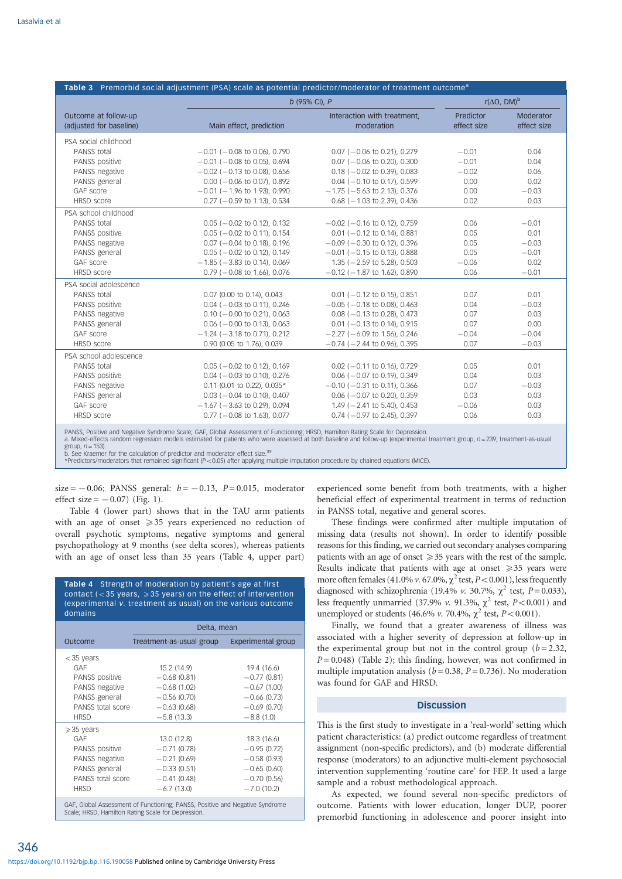**Table 3** Premorbid social adjustment (PSA) scale as potential predictor/moderator of treatment outcome[a]

| Outcome at follow-up (adjusted for baseline) | b (95% CI), P: Main effect, prediction | b (95% CI), P: Interaction with treatment, moderation | r(ΔO, DM)[b]: Predictor effect size | r(ΔO, DM)[b]: Moderator effect size |
|---|---|---|---|---|
| **PSA social childhood** | | | | |
| PANSS total | −0.01 (−0.08 to 0.06), 0.790 | 0.07 (−0.06 to 0.21), 0.279 | −0.01 | 0.04 |
| PANSS positive | −0.01 (−0.08 to 0.05), 0.694 | 0.07 (−0.06 to 0.20), 0.300 | −0.01 | 0.04 |
| PANSS negative | −0.02 (−0.13 to 0.08), 0.656 | 0.18 (−0.02 to 0.39), 0.083 | −0.02 | 0.06 |
| PANSS general | 0.00 (−0.06 to 0.07), 0.892 | 0.04 (−0.10 to 0.17), 0.599 | 0.00 | 0.02 |
| GAF score | −0.01 (−1.96 to 1.93), 0.990 | −1.75 (−5.63 to 2.13), 0.376 | 0.00 | −0.03 |
| HRSD score | 0.27 (−0.59 to 1.13), 0.534 | 0.68 (−1.03 to 2.39), 0.436 | 0.02 | 0.03 |
| **PSA school childhood** | | | | |
| PANSS total | 0.05 (−0.02 to 0.12), 0.132 | −0.02 (−0.16 to 0.12), 0.759 | 0.06 | −0.01 |
| PANSS positive | 0.05 (−0.02 to 0.11), 0.154 | 0.01 (−0.12 to 0.14), 0.881 | 0.05 | 0.01 |
| PANSS negative | 0.07 (−0.04 to 0.18), 0.196 | −0.09 (−0.30 to 0.12), 0.396 | 0.05 | −0.03 |
| PANSS general | 0.05 (−0.02 to 0.12), 0.149 | −0.01 (−0.15 to 0.13), 0.888 | 0.05 | −0.01 |
| GAF score | −1.85 (−3.83 to 0.14), 0.069 | 1.35 (−2.59 to 5.28), 0.503 | −0.06 | 0.02 |
| HRSD score | 0.79 (−0.08 to 1.66), 0.076 | −0.12 (−1.87 to 1.62), 0.890 | 0.06 | −0.01 |
| **PSA social adolescence** | | | | |
| PANSS total | 0.07 (0.00 to 0.14), 0.043 | 0.01 (−0.12 to 0.15), 0.851 | 0.07 | 0.01 |
| PANSS positive | 0.04 (−0.03 to 0.11), 0.246 | −0.05 (−0.18 to 0.08), 0.463 | 0.04 | −0.03 |
| PANSS negative | 0.10 (−0.00 to 0.21), 0.063 | 0.08 (−0.13 to 0.28), 0.473 | 0.07 | 0.03 |
| PANSS general | 0.06 (−0.00 to 0.13), 0.063 | 0.01 (−0.13 to 0.14), 0.915 | 0.07 | 0.00 |
| GAF score | −1.24 (−3.18 to 0.71), 0.212 | −2.27 (−6.09 to 1.56), 0.246 | −0.04 | −0.04 |
| HRSD score | 0.90 (0.05 to 1.76), 0.039 | −0.74 (−2.44 to 0.96), 0.395 | 0.07 | −0.03 |
| **PSA school adolescence** | | | | |
| PANSS total | 0.05 (−0.02 to 0.12), 0.169 | 0.02 (−0.11 to 0.16), 0.729 | 0.05 | 0.01 |
| PANSS positive | 0.04 (−0.03 to 0.10), 0.276 | 0.06 (−0.07 to 0.19), 0.349 | 0.04 | 0.03 |
| PANSS negative | 0.11 (0.01 to 0.22), 0.035* | −0.10 (−0.31 to 0.11), 0.366 | 0.07 | −0.03 |
| PANSS general | 0.03 (−0.04 to 0.10), 0.407 | 0.06 (−0.07 to 0.20), 0.359 | 0.03 | 0.03 |
| GAF score | −1.67 (−3.63 to 0.29), 0.094 | 1.49 (−2.41 to 5.40), 0.453 | −0.06 | 0.03 |
| HRSD score | 0.77 (−0.08 to 1.63), 0.077 | 0.74 (−0.97 to 2.45), 0.397 | 0.06 | 0.03 |

PANSS, Positive and Negative Syndrome Scale; GAF, Global Assessment of Functioning; HRSD, Hamilton Rating Scale for Depression.
a. Mixed-effects random regression models estimated for patients who were assessed at both baseline and follow-up (experimental treatment group, $n = 239$; treatment-as-usual group, $n = 153$).
b. See Kraemer for the calculation of predictor and moderator effect size.[39]
*Predictors/moderators that remained significant ($P < 0.05$) after applying multiple imputation procedure by chained equations (MICE).

size = −0.06; PANSS general: $b = -0.13$, $P = 0.015$, moderator effect size = −0.07) (Fig. 1).

Table 4 (lower part) shows that in the TAU arm patients with an age of onset ⩾35 years experienced no reduction of overall psychotic symptoms, negative symptoms and general psychopathology at 9 months (see delta scores), whereas patients with an age of onset less than 35 years (Table 4, upper part) experienced some benefit from both treatments, with a higher beneficial effect of experimental treatment in terms of reduction in PANSS total, negative and general scores.

**Table 4** Strength of moderation by patient's age at first contact (<35 years, ⩾35 years) on the effect of intervention (experimental *v.* treatment as usual) on the various outcome domains

| Outcome | Delta, mean: Treatment-as-usual group | Delta, mean: Experimental group |
|---|---|---|
| **<35 years** | | |
| GAF | 15.2 (14.9) | 19.4 (16.6) |
| PANSS positive | −0.68 (0.81) | −0.77 (0.81) |
| PANSS negative | −0.68 (1.02) | −0.67 (1.00) |
| PANSS general | −0.56 (0.70) | −0.66 (0.73) |
| PANSS total score | −0.63 (0.68) | −0.69 (0.70) |
| HRSD | −5.8 (13.3) | −8.8 (1.0) |
| **⩾35 years** | | |
| GAF | 13.0 (12.8) | 18.3 (16.6) |
| PANSS positive | −0.71 (0.78) | −0.95 (0.72) |
| PANSS negative | −0.21 (0.69) | −0.58 (0.93) |
| PANSS general | −0.33 (0.51) | −0.65 (0.60) |
| PANSS total score | −0.41 (0.48) | −0.70 (0.56) |
| HRSD | −6.7 (13.0) | −7.0 (10.2) |

GAF, Global Assessment of Functioning; PANSS, Positive and Negative Syndrome Scale; HRSD, Hamilton Rating Scale for Depression.

These findings were confirmed after multiple imputation of missing data (results not shown). In order to identify possible reasons for this finding, we carried out secondary analyses comparing patients with an age of onset ⩾35 years with the rest of the sample. Results indicate that patients with age at onset ⩾35 years were more often females (41.0% *v.* 67.0%, $\chi^2$ test, $P < 0.001$), less frequently diagnosed with schizophrenia (19.4% *v.* 30.7%, $\chi^2$ test, $P = 0.033$), less frequently unmarried (37.9% *v.* 91.3%, $\chi^2$ test, $P < 0.001$) and unemployed or students (46.6% *v.* 70.4%, $\chi^2$ test, $P < 0.001$).

Finally, we found that a greater awareness of illness was associated with a higher severity of depression at follow-up in the experimental group but not in the control group ($b = 2.32$, $P = 0.048$) (Table 2); this finding, however, was not confirmed in multiple imputation analysis ($b = 0.38$, $P = 0.736$). No moderation was found for GAF and HRSD.

## Discussion

This is the first study to investigate in a 'real-world' setting which patient characteristics: (a) predict outcome regardless of treatment assignment (non-specific predictors), and (b) moderate differential response (moderators) to an adjunctive multi-element psychosocial intervention supplementing 'routine care' for FEP. It used a large sample and a robust methodological approach.

As expected, we found several non-specific predictors of outcome. Patients with lower education, longer DUP, poorer premorbid functioning in adolescence and poorer insight into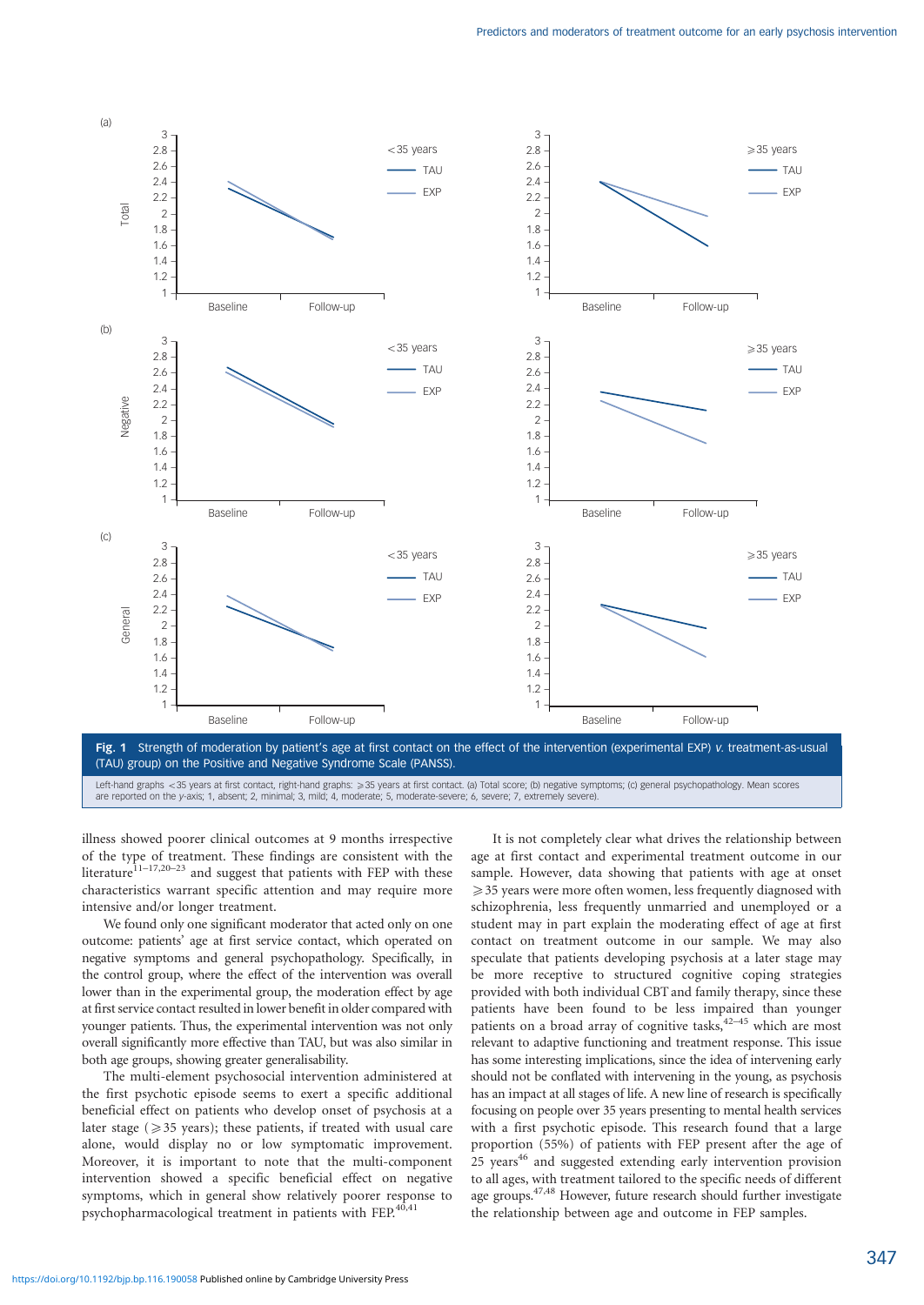**Fig. 1** Strength of moderation by patient's age at first contact on the effect of the intervention (experimental EXP) *v.* treatment-as-usual (TAU) group) on the Positive and Negative Syndrome Scale (PANSS).

Left-hand graphs <35 years at first contact, right-hand graphs: ⩾35 years at first contact. (a) Total score; (b) negative symptoms; (c) general psychopathology. Mean scores are reported on the *y*-axis; 1, absent; 2, minimal; 3, mild; 4, moderate; 5, moderate-severe; 6, severe; 7, extremely severe).

illness showed poorer clinical outcomes at 9 months irrespective of the type of treatment. These findings are consistent with the literature[11–17,20–23] and suggest that patients with FEP with these characteristics warrant specific attention and may require more intensive and/or longer treatment.

We found only one significant moderator that acted only on one outcome: patients' age at first service contact, which operated on negative symptoms and general psychopathology. Specifically, in the control group, where the effect of the intervention was overall lower than in the experimental group, the moderation effect by age at first service contact resulted in lower benefit in older compared with younger patients. Thus, the experimental intervention was not only overall significantly more effective than TAU, but was also similar in both age groups, showing greater generalisability.

The multi-element psychosocial intervention administered at the first psychotic episode seems to exert a specific additional beneficial effect on patients who develop onset of psychosis at a later stage (⩾35 years); these patients, if treated with usual care alone, would display no or low symptomatic improvement. Moreover, it is important to note that the multi-component intervention showed a specific beneficial effect on negative symptoms, which in general show relatively poorer response to psychopharmacological treatment in patients with FEP.[40,41]

It is not completely clear what drives the relationship between age at first contact and experimental treatment outcome in our sample. However, data showing that patients with age at onset ⩾35 years were more often women, less frequently diagnosed with schizophrenia, less frequently unmarried and unemployed or a student may in part explain the moderating effect of age at first contact on treatment outcome in our sample. We may also speculate that patients developing psychosis at a later stage may be more receptive to structured cognitive coping strategies provided with both individual CBT and family therapy, since these patients have been found to be less impaired than younger patients on a broad array of cognitive tasks,[42–45] which are most relevant to adaptive functioning and treatment response. This issue has some interesting implications, since the idea of intervening early should not be conflated with intervening in the young, as psychosis has an impact at all stages of life. A new line of research is specifically focusing on people over 35 years presenting to mental health services with a first psychotic episode. This research found that a large proportion (55%) of patients with FEP present after the age of 25 years[46] and suggested extending early intervention provision to all ages, with treatment tailored to the specific needs of different age groups.[47,48] However, future research should further investigate the relationship between age and outcome in FEP samples.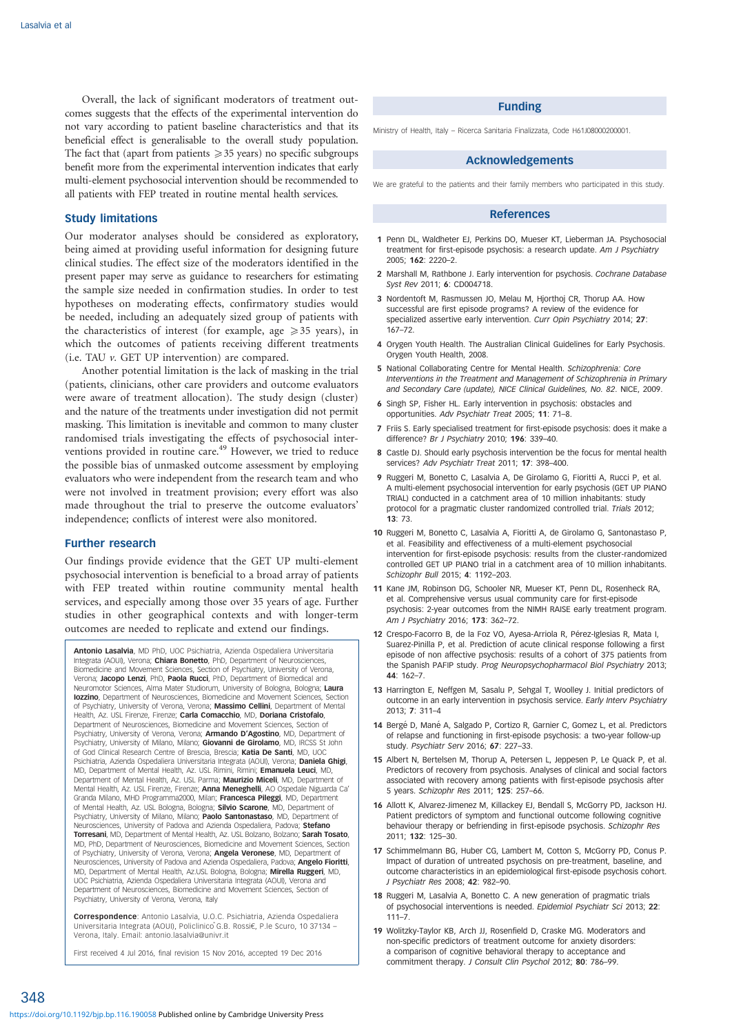Overall, the lack of significant moderators of treatment outcomes suggests that the effects of the experimental intervention do not vary according to patient baseline characteristics and that its beneficial effect is generalisable to the overall study population. The fact that (apart from patients ⩾35 years) no specific subgroups benefit more from the experimental intervention indicates that early multi-element psychosocial intervention should be recommended to all patients with FEP treated in routine mental health services.

## Study limitations

Our moderator analyses should be considered as exploratory, being aimed at providing useful information for designing future clinical studies. The effect size of the moderators identified in the present paper may serve as guidance to researchers for estimating the sample size needed in confirmation studies. In order to test hypotheses on moderating effects, confirmatory studies would be needed, including an adequately sized group of patients with the characteristics of interest (for example, age ⩾35 years), in which the outcomes of patients receiving different treatments (i.e. TAU *v.* GET UP intervention) are compared.

Another potential limitation is the lack of masking in the trial (patients, clinicians, other care providers and outcome evaluators were aware of treatment allocation). The study design (cluster) and the nature of the treatments under investigation did not permit masking. This limitation is inevitable and common to many cluster randomised trials investigating the effects of psychosocial interventions provided in routine care.[49] However, we tried to reduce the possible bias of unmasked outcome assessment by employing evaluators who were independent from the research team and who were not involved in treatment provision; every effort was also made throughout the trial to preserve the outcome evaluators' independence; conflicts of interest were also monitored.

## Further research

Our findings provide evidence that the GET UP multi-element psychosocial intervention is beneficial to a broad array of patients with FEP treated within routine community mental health services, and especially among those over 35 years of age. Further studies in other geographical contexts and with longer-term outcomes are needed to replicate and extend our findings.

**Antonio Lasalvia**, MD PhD, UOC Psichiatria, Azienda Ospedaliera Universitaria Integrata (AOUI), Verona; **Chiara Bonetto**, PhD, Department of Neurosciences, Biomedicine and Movement Sciences, Section of Psychiatry, University of Verona, Verona; **Jacopo Lenzi**, PhD, **Paola Rucci**, PhD, Department of Biomedical and Neuromotor Sciences, Alma Mater Studiorum, University of Bologna, Bologna; **Laura Iozzino**, Department of Neurosciences, Biomedicine and Movement Sciences, Section of Psychiatry, University of Verona, Verona; **Massimo Cellini**, Department of Mental Health, Az. USL Firenze, Firenze; **Carla Comacchio**, MD, **Doriana Cristofalo**, Department of Neurosciences, Biomedicine and Movement Sciences, Section of Psychiatry, University of Verona, Verona; **Armando D'Agostino**, MD, Department of Psychiatry, University of Milano, Milano; **Giovanni de Girolamo**, MD, IRCSS St John of God Clinical Research Centre of Brescia, Brescia; **Katia De Santi**, MD, UOC Psichiatria, Azienda Ospedaliera Universitaria Integrata (AOUI), Verona; **Daniela Ghigi**, MD, Department of Mental Health, Az. USL Rimini, Rimini; **Emanuela Leuci**, MD, Department of Mental Health, Az. USL Parma; **Maurizio Miceli**, MD, Department of Mental Health, Az. USL Firenze, Firenze; **Anna Meneghelli**, AO Ospedale Niguarda Ca' Granda Milano, MHD Programma2000, Milan; **Francesca Pileggi**, MD, Department of Mental Health, Az. USL Bologna, Bologna; **Silvio Scarone**, MD, Department of Psychiatry, University of Milano, Milano; **Paolo Santonastaso**, MD, Department of Neurosciences, University of Padova and Azienda Ospedaliera, Padova; **Stefano Torresani**, MD, Department of Mental Health, Az. USL Bolzano, Bolzano; **Sarah Tosato**, MD, PhD, Department of Neurosciences, Biomedicine and Movement Sciences, Section of Psychiatry, University of Verona, Verona; **Angela Veronese**, MD, Department of Neurosciences, University of Padova and Azienda Ospedaliera, Padova; **Angelo Fioritti**, MD, Department of Mental Health, Az.USL Bologna, Bologna; **Mirella Ruggeri**, MD, UOC Psichiatria, Azienda Ospedaliera Universitaria Integrata (AOUI), Verona and Department of Neurosciences, Biomedicine and Movement Sciences, Section of Psychiatry, University of Verona, Verona, Italy

**Correspondence**: Antonio Lasalvia, U.O.C. Psichiatria, Azienda Ospedaliera Universitaria Integrata (AOUI), Policlinico G.B. Rossi€, P.le Scuro, 10 37134 – Verona, Italy. Email: antonio.lasalvia@univr.it

First received 4 Jul 2016, final revision 15 Nov 2016, accepted 19 Dec 2016

## Funding

Ministry of Health, Italy – Ricerca Sanitaria Finalizzata, Code H61J08000200001.

## Acknowledgements

We are grateful to the patients and their family members who participated in this study.

## References

1. Penn DL, Waldheter EJ, Perkins DO, Mueser KT, Lieberman JA. Psychosocial treatment for first-episode psychosis: a research update. *Am J Psychiatry* 2005; **162**: 2220–2.
2. Marshall M, Rathbone J. Early intervention for psychosis. *Cochrane Database Syst Rev* 2011; **6**: CD004718.
3. Nordentoft M, Rasmussen JO, Melau M, Hjorthoj CR, Thorup AA. How successful are first episode programs? A review of the evidence for specialized assertive early intervention. *Curr Opin Psychiatry* 2014; **27**: 167–72.
4. Orygen Youth Health. The Australian Clinical Guidelines for Early Psychosis. Orygen Youth Health, 2008.
5. National Collaborating Centre for Mental Health. *Schizophrenia: Core Interventions in the Treatment and Management of Schizophrenia in Primary and Secondary Care (update), NICE Clinical Guidelines, No. 82*. NICE, 2009.
6. Singh SP, Fisher HL. Early intervention in psychosis: obstacles and opportunities. *Adv Psychiatr Treat* 2005; **11**: 71–8.
7. Friis S. Early specialised treatment for first-episode psychosis: does it make a difference? *Br J Psychiatry* 2010; **196**: 339–40.
8. Castle DJ. Should early psychosis intervention be the focus for mental health services? *Adv Psychiatr Treat* 2011; **17**: 398–400.
9. Ruggeri M, Bonetto C, Lasalvia A, De Girolamo G, Fioritti A, Rucci P, et al. A multi-element psychosocial intervention for early psychosis (GET UP PIANO TRIAL) conducted in a catchment area of 10 million inhabitants: study protocol for a pragmatic cluster randomized controlled trial. *Trials* 2012; **13**: 73.
10. Ruggeri M, Bonetto C, Lasalvia A, Fioritti A, de Girolamo G, Santonastaso P, et al. Feasibility and effectiveness of a multi-element psychosocial intervention for first-episode psychosis: results from the cluster-randomized controlled GET UP PIANO trial in a catchment area of 10 million inhabitants. *Schizophr Bull* 2015; **4**: 1192–203.
11. Kane JM, Robinson DG, Schooler NR, Mueser KT, Penn DL, Rosenheck RA, et al. Comprehensive versus usual community care for first-episode psychosis: 2-year outcomes from the NIMH RAISE early treatment program. *Am J Psychiatry* 2016; **173**: 362–72.
12. Crespo-Facorro B, de la Foz VO, Ayesa-Arriola R, Pérez-Iglesias R, Mata I, Suarez-Pinilla P, et al. Prediction of acute clinical response following a first episode of non affective psychosis: results of a cohort of 375 patients from the Spanish PAFIP study. *Prog Neuropsychopharmacol Biol Psychiatry* 2013; **44**: 162–7.
13. Harrington E, Neffgen M, Sasalu P, Sehgal T, Woolley J. Initial predictors of outcome in an early intervention in psychosis service. *Early Interv Psychiatry* 2013; **7**: 311–4
14. Bergé D, Mané A, Salgado P, Cortizo R, Garnier C, Gomez L, et al. Predictors of relapse and functioning in first-episode psychosis: a two-year follow-up study. *Psychiatr Serv* 2016; **67**: 227–33.
15. Albert N, Bertelsen M, Thorup A, Petersen L, Jeppesen P, Le Quack P, et al. Predictors of recovery from psychosis. Analyses of clinical and social factors associated with recovery among patients with first-episode psychosis after 5 years. *Schizophr Res* 2011; **125**: 257–66.
16. Allott K, Alvarez-Jimenez M, Killackey EJ, Bendall S, McGorry PD, Jackson HJ. Patient predictors of symptom and functional outcome following cognitive behaviour therapy or befriending in first-episode psychosis. *Schizophr Res* 2011; **132**: 125–30.
17. Schimmelmann BG, Huber CG, Lambert M, Cotton S, McGorry PD, Conus P. Impact of duration of untreated psychosis on pre-treatment, baseline, and outcome characteristics in an epidemiological first-episode psychosis cohort. *J Psychiatr Res* 2008; **42**: 982–90.
18. Ruggeri M, Lasalvia A, Bonetto C. A new generation of pragmatic trials of psychosocial interventions is needed. *Epidemiol Psichiatr Sci* 2013; **22**: 111–7.
19. Wolitzky-Taylor KB, Arch JJ, Rosenfield D, Craske MG. Moderators and non-specific predictors of treatment outcome for anxiety disorders: a comparison of cognitive behavioral therapy to acceptance and commitment therapy. *J Consult Clin Psychol* 2012; **80**: 786–99.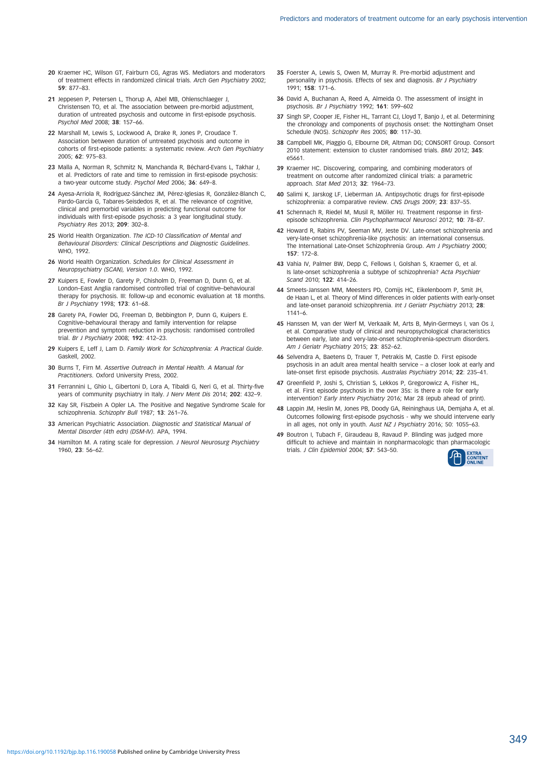20 Kraemer HC, Wilson GT, Fairburn CG, Agras WS. Mediators and moderators of treatment effects in randomized clinical trials. *Arch Gen Psychiatry* 2002; **59**: 877–83.

21 Jeppesen P, Petersen L, Thorup A, Abel MB, Ohlenschlaeger J, Christensen TO, et al. The association between pre-morbid adjustment, duration of untreated psychosis and outcome in first-episode psychosis. *Psychol Med* 2008; **38**: 157–66.

22 Marshall M, Lewis S, Lockwood A, Drake R, Jones P, Croudace T. Association between duration of untreated psychosis and outcome in cohorts of first-episode patients: a systematic review. *Arch Gen Psychiatry* 2005; **62**: 975–83.

23 Malla A, Norman R, Schmitz N, Manchanda R, Béchard-Evans L, Takhar J, et al. Predictors of rate and time to remission in first-episode psychosis: a two-year outcome study. *Psychol Med* 2006; **36**: 649–8.

24 Ayesa-Arriola R, Rodríguez-Sánchez JM, Pérez-Iglesias R, González-Blanch C, Pardo-García G, Tabares-Seisdedos R, et al. The relevance of cognitive, clinical and premorbid variables in predicting functional outcome for individuals with first-episode psychosis: a 3 year longitudinal study. *Psychiatry Res* 2013; **209**: 302–8.

25 World Health Organization. *The ICD-10 Classification of Mental and Behavioural Disorders: Clinical Descriptions and Diagnostic Guidelines*. WHO, 1992.

26 World Health Organization. *Schedules for Clinical Assessment in Neuropsychiatry (SCAN), Version 1.0*. WHO, 1992.

27 Kuipers E, Fowler D, Garety P, Chisholm D, Freeman D, Dunn G, et al. London–East Anglia randomised controlled trial of cognitive–behavioural therapy for psychosis. III: follow-up and economic evaluation at 18 months. *Br J Psychiatry* 1998; **173**: 61–68.

28 Garety PA, Fowler DG, Freeman D, Bebbington P, Dunn G, Kuipers E. Cognitive–behavioural therapy and family intervention for relapse prevention and symptom reduction in psychosis: randomised controlled trial. *Br J Psychiatry* 2008; **192**: 412–23.

29 Kuipers E, Leff J, Lam D. *Family Work for Schizophrenia: A Practical Guide*. Gaskell, 2002.

30 Burns T, Firn M. *Assertive Outreach in Mental Health. A Manual for Practitioners*. Oxford University Press, 2002.

31 Ferrannini L, Ghio L, Gibertoni D, Lora A, Tibaldi G, Neri G, et al. Thirty-five years of community psychiatry in Italy. *J Nerv Ment Dis* 2014; **202**: 432–9.

32 Kay SR, Fiszbein A Opler LA. The Positive and Negative Syndrome Scale for schizophrenia. *Schizophr Bull* 1987; **13**: 261–76.

33 American Psychiatric Association. *Diagnostic and Statistical Manual of Mental Disorder (4th edn) (DSM-IV)*. APA, 1994.

34 Hamilton M. A rating scale for depression. *J Neurol Neurosurg Psychiatry* 1960, **23**: 56–62.

35 Foerster A, Lewis S, Owen M, Murray R. Pre-morbid adjustment and personality in psychosis. Effects of sex and diagnosis. *Br J Psychiatry* 1991; **158**: 171–6.

36 David A, Buchanan A, Reed A, Almeida O. The assessment of insight in psychosis. *Br J Psychiatry* 1992; **161**: 599–602

37 Singh SP, Cooper JE, Fisher HL, Tarrant CJ, Lloyd T, Banjo J, et al. Determining the chronology and components of psychosis onset: the Nottingham Onset Schedule (NOS). *Schizophr Res* 2005; **80**: 117–30.

38 Campbell MK, Piaggio G, Elbourne DR, Altman DG; CONSORT Group. Consort 2010 statement: extension to cluster randomised trials. *BMJ* 2012; **345**: e5661.

39 Kraemer HC. Discovering, comparing, and combining moderators of treatment on outcome after randomized clinical trials: a parametric approach. *Stat Med* 2013; **32**: 1964–73.

40 Salimi K, Jarskog LF, Lieberman JA. Antipsychotic drugs for first-episode schizophrenia: a comparative review. *CNS Drugs* 2009; **23**: 837–55.

41 Schennach R, Riedel M, Musil R, Möller HJ. Treatment response in first-episode schizophrenia. *Clin Psychopharmacol Neurosci* 2012; **10**: 78–87.

42 Howard R, Rabins PV, Seeman MV, Jeste DV. Late-onset schizophrenia and very-late-onset schizophrenia-like psychosis: an international consensus. The International Late-Onset Schizophrenia Group. *Am J Psychiatry* 2000; **157**: 172–8.

43 Vahia IV, Palmer BW, Depp C, Fellows I, Golshan S, Kraemer G, et al. Is late-onset schizophrenia a subtype of schizophrenia? *Acta Psychiatr Scand* 2010; **122**: 414–26.

44 Smeets-Janssen MM, Meesters PD, Comijs HC, Eikelenboom P, Smit JH, de Haan L, et al. Theory of Mind differences in older patients with early-onset and late-onset paranoid schizophrenia. *Int J Geriatr Psychiatry* 2013; **28**: 1141–6.

45 Hanssen M, van der Werf M, Verkaaik M, Arts B, Myin-Germeys I, van Os J, et al. Comparative study of clinical and neuropsychological characteristics between early, late and very-late-onset schizophrenia-spectrum disorders. *Am J Geriatr Psychiatry* 2015; **23**: 852–62.

46 Selvendra A, Baetens D, Trauer T, Petrakis M, Castle D. First episode psychosis in an adult area mental health service – a closer look at early and late-onset first episode psychosis. *Australas Psychiatry* 2014; **22**: 235–41.

47 Greenfield P, Joshi S, Christian S, Lekkos P, Gregorowicz A, Fisher HL, et al. First episode psychosis in the over 35s: is there a role for early intervention? *Early Interv Psychiatry* 2016; Mar 28 (epub ahead of print).

48 Lappin JM, Heslin M, Jones PB, Doody GA, Reininghaus UA, Demjaha A, et al. Outcomes following first-episode psychosis - why we should intervene early in all ages, not only in youth. *Aust NZ J Psychiatry* 2016; 50: 1055–63.

49 Boutron I, Tubach F, Giraudeau B, Ravaud P. Blinding was judged more difficult to achieve and maintain in nonpharmacologic than pharmacologic trials. *J Clin Epidemiol* 2004; **57**: 543–50.